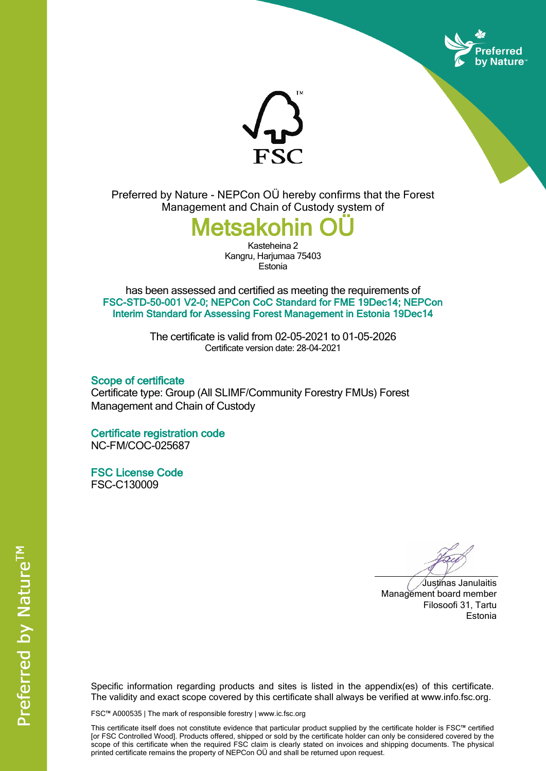Preferred by Nature - NEPCon OÜ hereby confirms that the Forest Management and Chain of Custody system of

# Metsakohin OÜ

Kasteheina 2
Kangru, Harjumaa 75403
Estonia

has been assessed and certified as meeting the requirements of
**FSC-STD-50-001 V2-0; NEPCon CoC Standard for FME 19Dec14; NEPCon Interim Standard for Assessing Forest Management in Estonia 19Dec14**

The certificate is valid from 02-05-2021 to 01-05-2026
Certificate version date: 28-04-2021

### Scope of certificate

Certificate type: Group (All SLIMF/Community Forestry FMUs) Forest Management and Chain of Custody

### Certificate registration code

NC-FM/COC-025687

### FSC License Code

FSC-C130009

Justinas Janulaitis
Management board member
Filosoofi 31, Tartu
Estonia

Specific information regarding products and sites is listed in the appendix(es) of this certificate. The validity and exact scope covered by this certificate shall always be verified at www.info.fsc.org.

FSC™ A000535 | The mark of responsible forestry | www.ic.fsc.org

This certificate itself does not constitute evidence that particular product supplied by the certificate holder is FSC™ certified [or FSC Controlled Wood]. Products offered, shipped or sold by the certificate holder can only be considered covered by the scope of this certificate when the required FSC claim is clearly stated on invoices and shipping documents. The physical printed certificate remains the property of NEPCon OÜ and shall be returned upon request.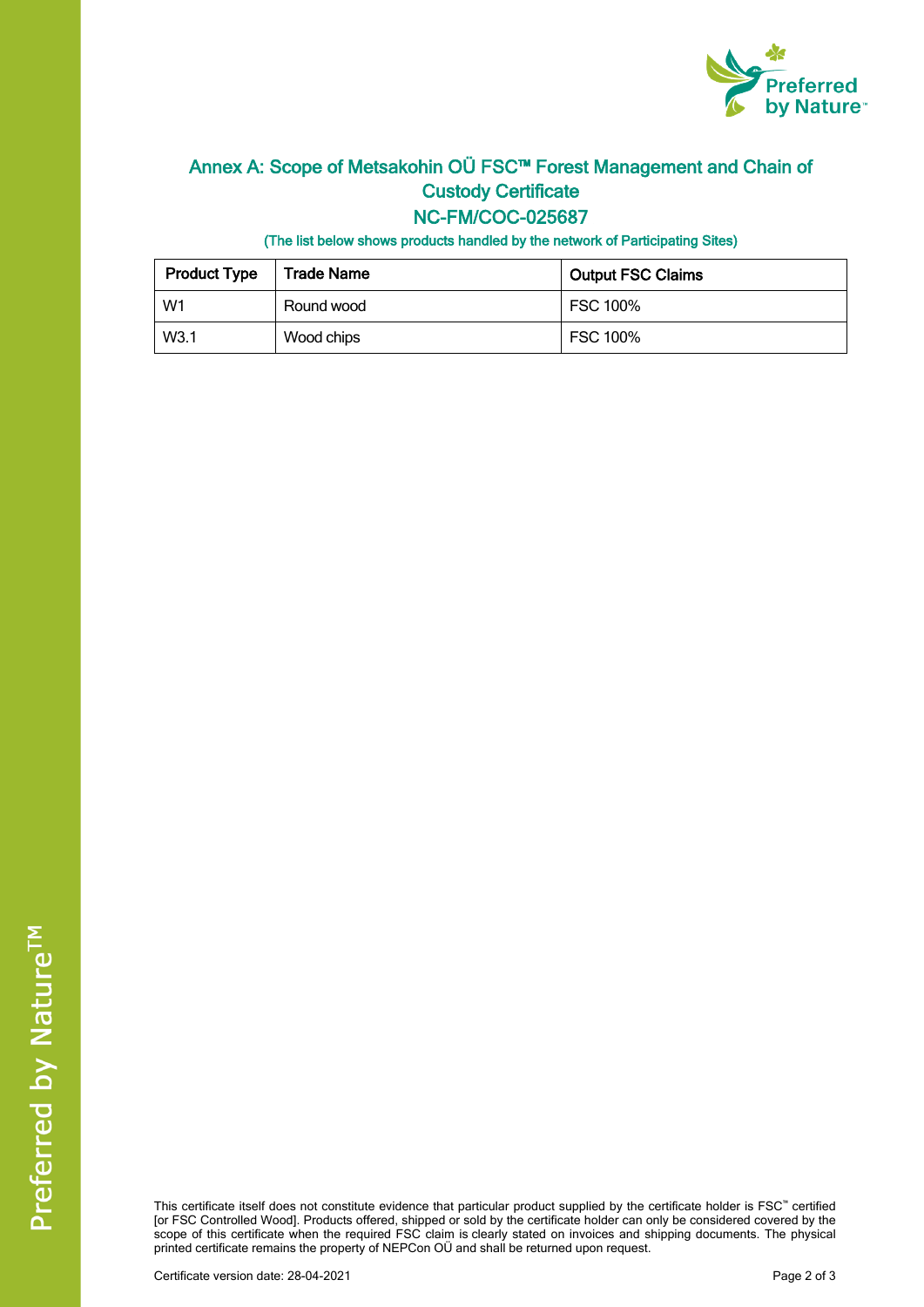## Annex A: Scope of Metsakohin OÜ FSC™ Forest Management and Chain of Custody Certificate

## NC-FM/COC-025687

**(The list below shows products handled by the network of Participating Sites)**

| Product Type | Trade Name | Output FSC Claims |
|---|---|---|
| W1 | Round wood | FSC 100% |
| W3.1 | Wood chips | FSC 100% |

This certificate itself does not constitute evidence that particular product supplied by the certificate holder is FSC™ certified [or FSC Controlled Wood]. Products offered, shipped or sold by the certificate holder can only be considered covered by the scope of this certificate when the required FSC claim is clearly stated on invoices and shipping documents. The physical printed certificate remains the property of NEPCon OÜ and shall be returned upon request.

Certificate version date: 28-04-2021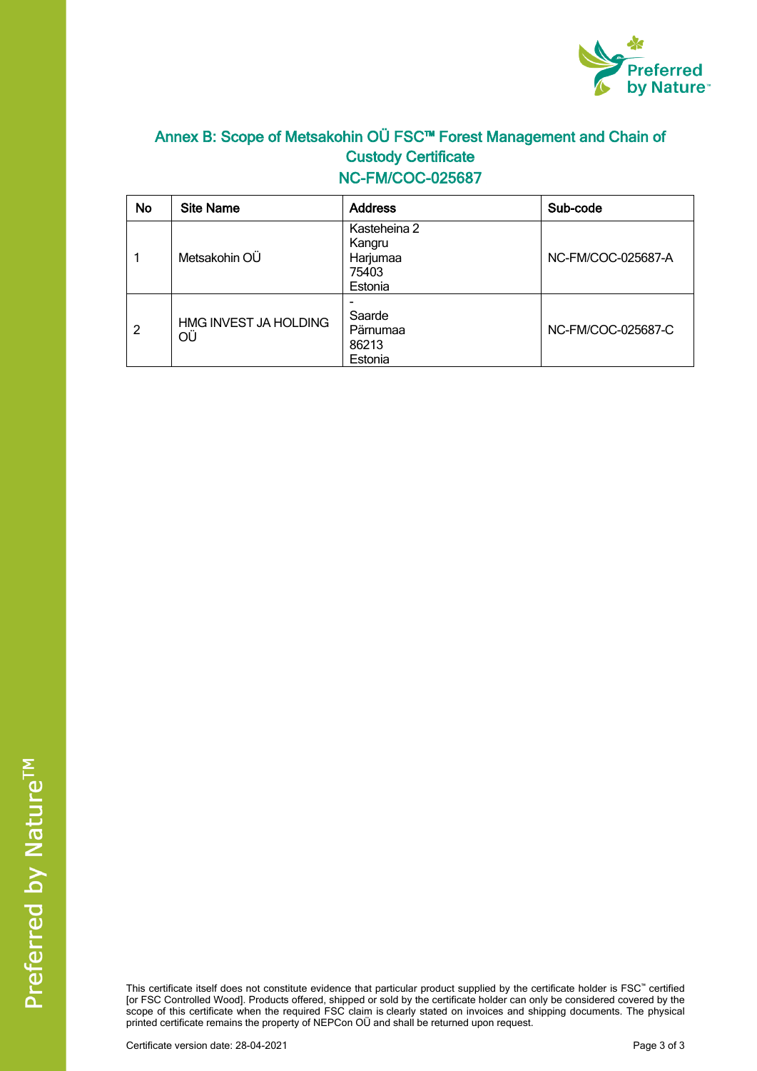## Annex B: Scope of Metsakohin OÜ FSC™ Forest Management and Chain of Custody Certificate
## NC-FM/COC-025687

| No | Site Name | Address | Sub-code |
|---|---|---|---|
| 1 | Metsakohin OÜ | Kasteheina 2<br>Kangru<br>Harjumaa<br>75403<br>Estonia | NC-FM/COC-025687-A |
| 2 | HMG INVEST JA HOLDING OÜ | -<br>Saarde<br>Pärnumaa<br>86213<br>Estonia | NC-FM/COC-025687-C |

This certificate itself does not constitute evidence that particular product supplied by the certificate holder is FSC™ certified [or FSC Controlled Wood]. Products offered, shipped or sold by the certificate holder can only be considered covered by the scope of this certificate when the required FSC claim is clearly stated on invoices and shipping documents. The physical printed certificate remains the property of NEPCon OÜ and shall be returned upon request.

Certificate version date: 28-04-2021